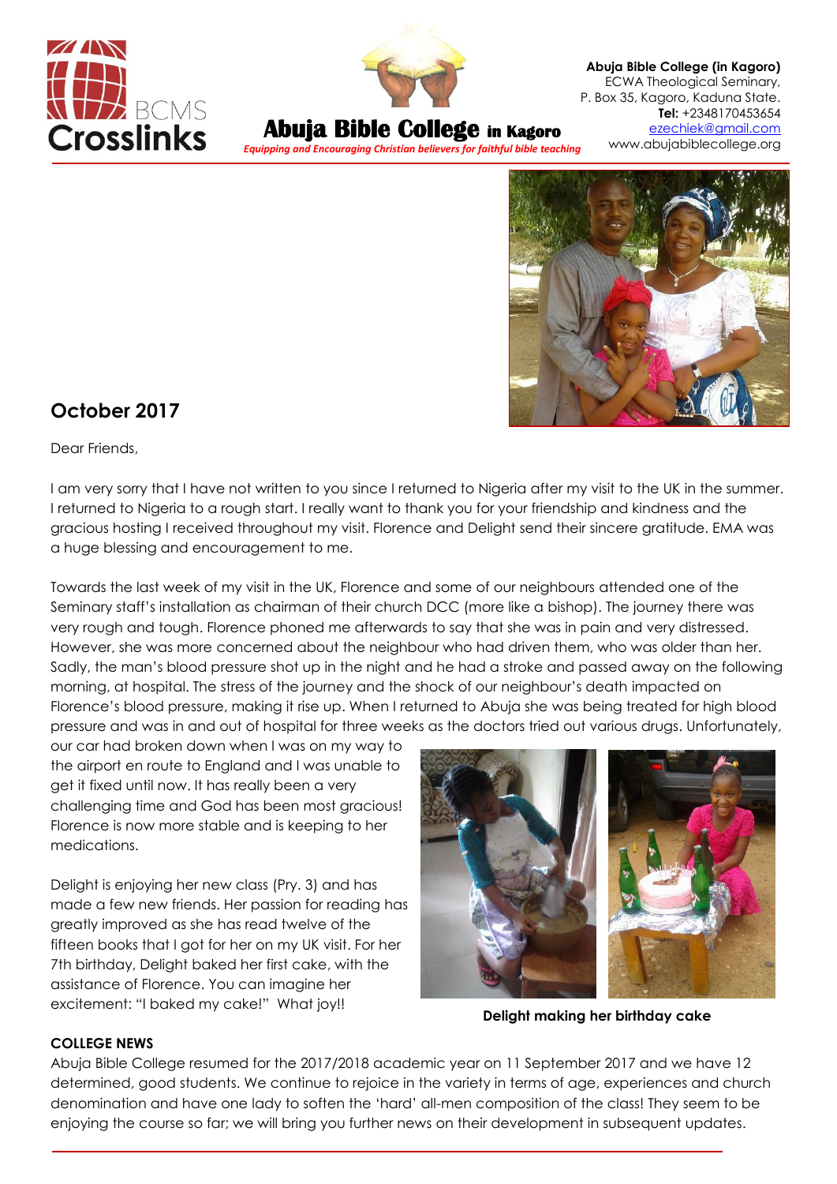**Abuja Bible College in Kagoro**

*Equipping and Encouraging Christian believers for faithful bible teaching*

**Abuja Bible College (in Kagoro)**
ECWA Theological Seminary,
P. Box 35, Kagoro, Kaduna State.
**Tel:** +2348170453654
ezechiek@gmail.com
www.abujabiblecollege.org

## October 2017

Dear Friends,

I am very sorry that I have not written to you since I returned to Nigeria after my visit to the UK in the summer. I returned to Nigeria to a rough start. I really want to thank you for your friendship and kindness and the gracious hosting I received throughout my visit. Florence and Delight send their sincere gratitude. EMA was a huge blessing and encouragement to me.

Towards the last week of my visit in the UK, Florence and some of our neighbours attended one of the Seminary staff's installation as chairman of their church DCC (more like a bishop). The journey there was very rough and tough. Florence phoned me afterwards to say that she was in pain and very distressed. However, she was more concerned about the neighbour who had driven them, who was older than her. Sadly, the man's blood pressure shot up in the night and he had a stroke and passed away on the following morning, at hospital. The stress of the journey and the shock of our neighbour's death impacted on Florence's blood pressure, making it rise up. When I returned to Abuja she was being treated for high blood pressure and was in and out of hospital for three weeks as the doctors tried out various drugs. Unfortunately, our car had broken down when I was on my way to the airport en route to England and I was unable to get it fixed until now. It has really been a very challenging time and God has been most gracious! Florence is now more stable and is keeping to her medications.

Delight is enjoying her new class (Pry. 3) and has made a few new friends. Her passion for reading has greatly improved as she has read twelve of the fifteen books that I got for her on my UK visit. For her 7th birthday, Delight baked her first cake, with the assistance of Florence. You can imagine her excitement: "I baked my cake!" What joy!!

**Delight making her birthday cake**

**COLLEGE NEWS**

Abuja Bible College resumed for the 2017/2018 academic year on 11 September 2017 and we have 12 determined, good students. We continue to rejoice in the variety in terms of age, experiences and church denomination and have one lady to soften the 'hard' all-men composition of the class! They seem to be enjoying the course so far; we will bring you further news on their development in subsequent updates.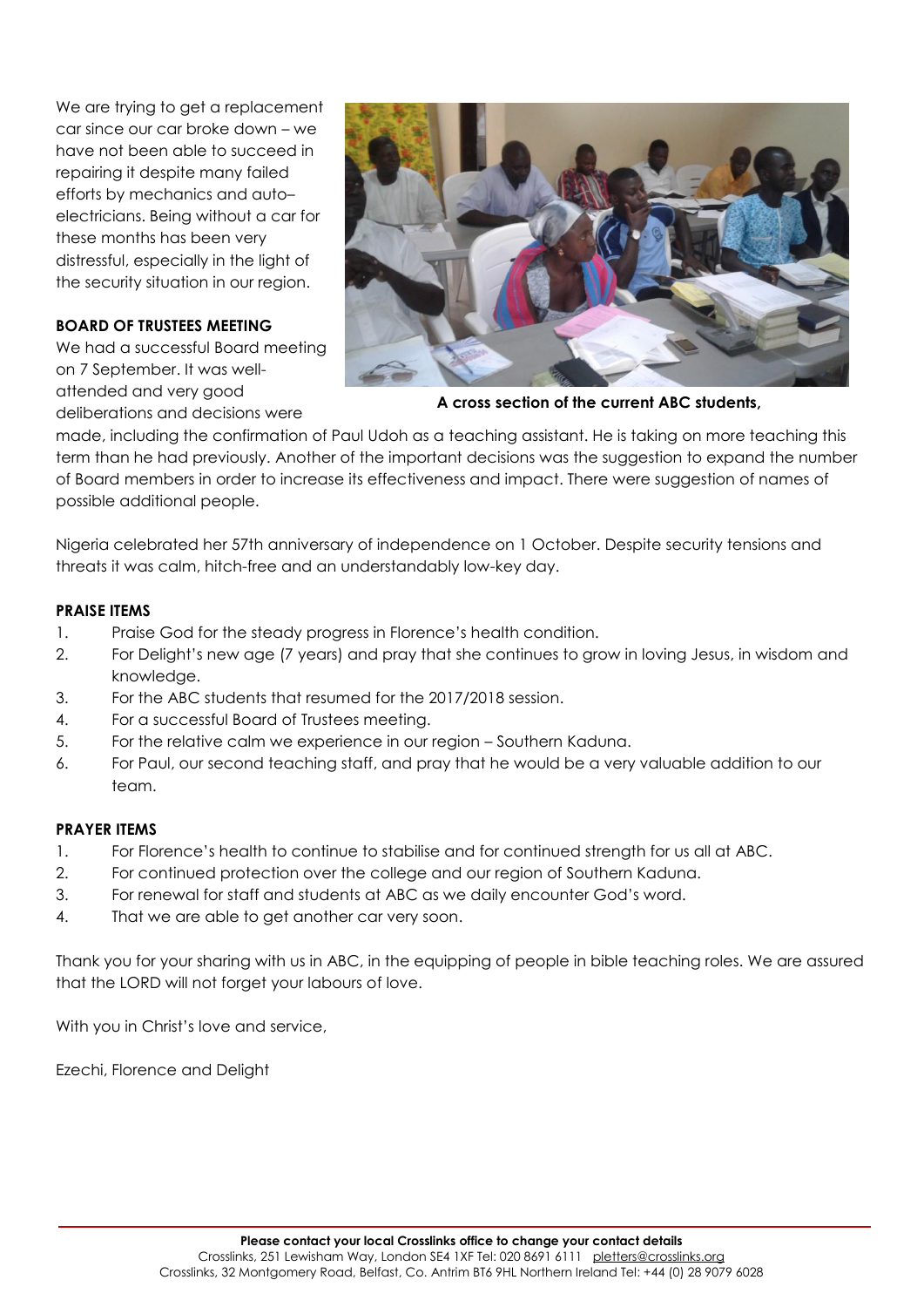We are trying to get a replacement car since our car broke down – we have not been able to succeed in repairing it despite many failed efforts by mechanics and auto–electricians. Being without a car for these months has been very distressful, especially in the light of the security situation in our region.

**BOARD OF TRUSTEES MEETING**

We had a successful Board meeting on 7 September. It was well-attended and very good deliberations and decisions were made, including the confirmation of Paul Udoh as a teaching assistant. He is taking on more teaching this term than he had previously. Another of the important decisions was the suggestion to expand the number of Board members in order to increase its effectiveness and impact. There were suggestion of names of possible additional people.

**A cross section of the current ABC students,**

Nigeria celebrated her 57th anniversary of independence on 1 October. Despite security tensions and threats it was calm, hitch-free and an understandably low-key day.

**PRAISE ITEMS**

1. Praise God for the steady progress in Florence's health condition.
2. For Delight's new age (7 years) and pray that she continues to grow in loving Jesus, in wisdom and knowledge.
3. For the ABC students that resumed for the 2017/2018 session.
4. For a successful Board of Trustees meeting.
5. For the relative calm we experience in our region – Southern Kaduna.
6. For Paul, our second teaching staff, and pray that he would be a very valuable addition to our team.

**PRAYER ITEMS**

1. For Florence's health to continue to stabilise and for continued strength for us all at ABC.
2. For continued protection over the college and our region of Southern Kaduna.
3. For renewal for staff and students at ABC as we daily encounter God's word.
4. That we are able to get another car very soon.

Thank you for your sharing with us in ABC, in the equipping of people in bible teaching roles. We are assured that the LORD will not forget your labours of love.

With you in Christ's love and service,

Ezechi, Florence and Delight

**Please contact your local Crosslinks office to change your contact details**
Crosslinks, 251 Lewisham Way, London SE4 1XF Tel: 020 8691 6111 pletters@crosslinks.org
Crosslinks, 32 Montgomery Road, Belfast, Co. Antrim BT6 9HL Northern Ireland Tel: +44 (0) 28 9079 6028